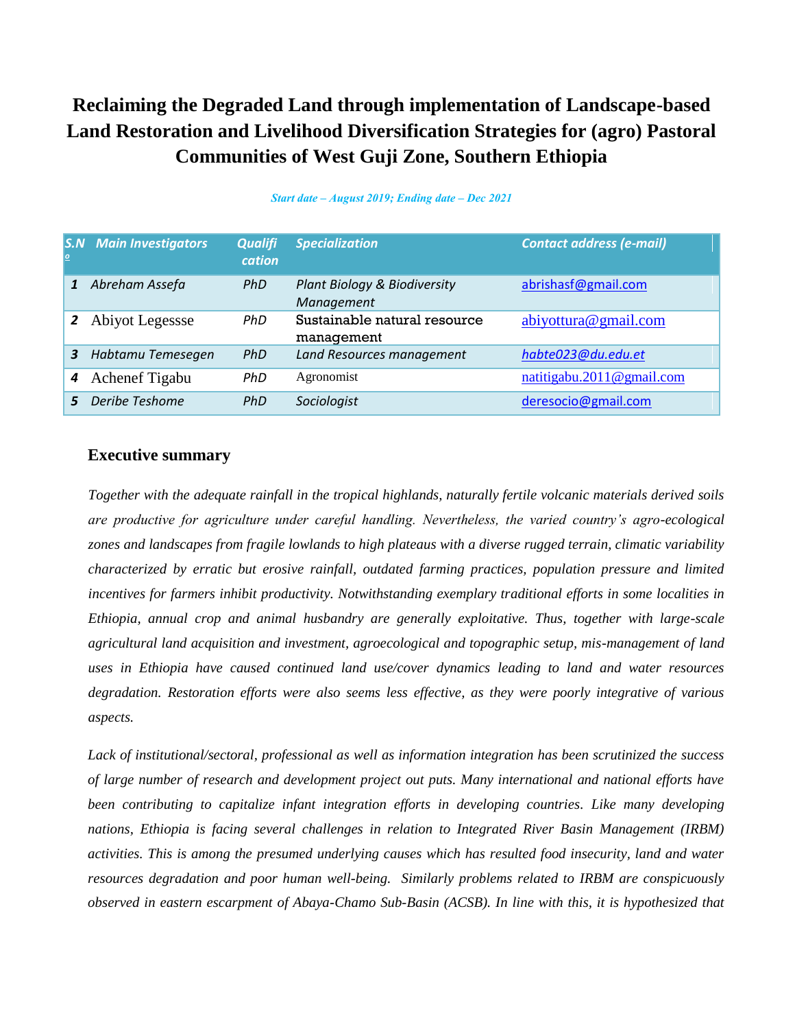# Reclaiming the Degraded Land through implementation of Landscape-based Land Restoration and Livelihood Diversification Strategies for (agro) Pastoral Communities of West Guji Zone, Southern Ethiopia

*Start date – August 2019; Ending date – Dec 2021*

| S.No | Main Investigators | Qualification | Specialization | Contact address (e-mail) |
|---|---|---|---|---|
| 1 | *Abreham Assefa* | *PhD* | *Plant Biology & Biodiversity Management* | abrishasf@gmail.com |
| 2 | Abiyot Legessse | *PhD* | Sustainable natural resource management | abiyottura@gmail.com |
| 3 | *Habtamu Temesegen* | *PhD* | *Land Resources management* | *habte023@du.edu.et* |
| 4 | Achenef Tigabu | *PhD* | Agronomist | natitigabu.2011@gmail.com |
| 5 | *Deribe Teshome* | *PhD* | *Sociologist* | deresocio@gmail.com |

## Executive summary

*Together with the adequate rainfall in the tropical highlands, naturally fertile volcanic materials derived soils are productive for agriculture under careful handling. Nevertheless, the varied country's agro-ecological zones and landscapes from fragile lowlands to high plateaus with a diverse rugged terrain, climatic variability characterized by erratic but erosive rainfall, outdated farming practices, population pressure and limited incentives for farmers inhibit productivity. Notwithstanding exemplary traditional efforts in some localities in Ethiopia, annual crop and animal husbandry are generally exploitative. Thus, together with large-scale agricultural land acquisition and investment, agroecological and topographic setup, mis-management of land uses in Ethiopia have caused continued land use/cover dynamics leading to land and water resources degradation. Restoration efforts were also seems less effective, as they were poorly integrative of various aspects.*

*Lack of institutional/sectoral, professional as well as information integration has been scrutinized the success of large number of research and development project out puts. Many international and national efforts have been contributing to capitalize infant integration efforts in developing countries. Like many developing nations, Ethiopia is facing several challenges in relation to Integrated River Basin Management (IRBM) activities. This is among the presumed underlying causes which has resulted food insecurity, land and water resources degradation and poor human well-being. Similarly problems related to IRBM are conspicuously observed in eastern escarpment of Abaya-Chamo Sub-Basin (ACSB). In line with this, it is hypothesized that*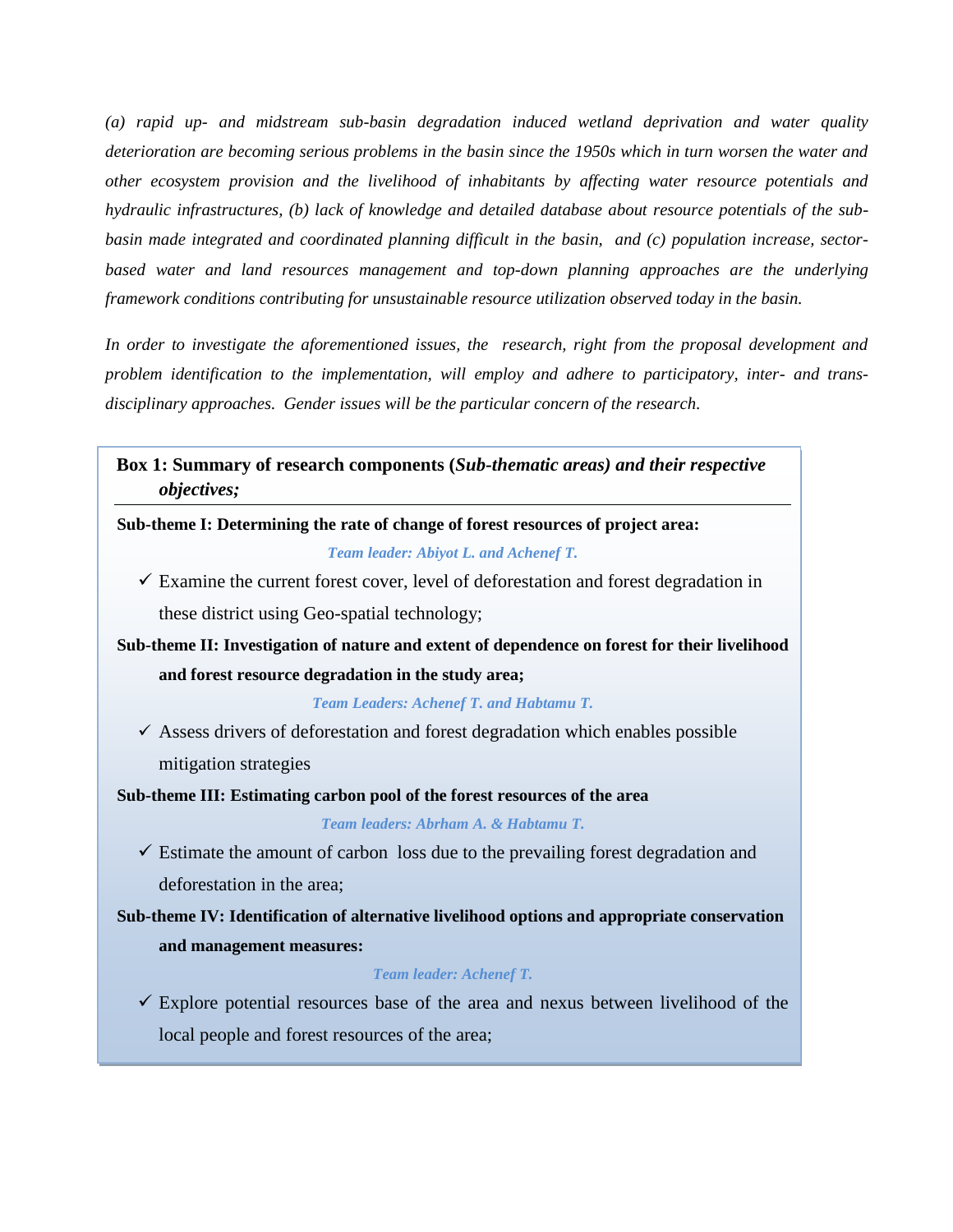*(a) rapid up- and midstream sub-basin degradation induced wetland deprivation and water quality deterioration are becoming serious problems in the basin since the 1950s which in turn worsen the water and other ecosystem provision and the livelihood of inhabitants by affecting water resource potentials and hydraulic infrastructures, (b) lack of knowledge and detailed database about resource potentials of the sub-basin made integrated and coordinated planning difficult in the basin, and (c) population increase, sector-based water and land resources management and top-down planning approaches are the underlying framework conditions contributing for unsustainable resource utilization observed today in the basin.*

*In order to investigate the aforementioned issues, the research, right from the proposal development and problem identification to the implementation, will employ and adhere to participatory, inter- and trans-disciplinary approaches. Gender issues will be the particular concern of the research.*

**Box 1: Summary of research components (*Sub-thematic areas) and their respective objectives;***

**Sub-theme I: Determining the rate of change of forest resources of project area:**

***Team leader: Abiyot L. and Achenef T.***

- ✓ Examine the current forest cover, level of deforestation and forest degradation in these district using Geo-spatial technology;

**Sub-theme II: Investigation of nature and extent of dependence on forest for their livelihood and forest resource degradation in the study area;**

***Team Leaders: Achenef T. and Habtamu T.***

- ✓ Assess drivers of deforestation and forest degradation which enables possible mitigation strategies

**Sub-theme III: Estimating carbon pool of the forest resources of the area**

***Team leaders: Abrham A. & Habtamu T.***

- ✓ Estimate the amount of carbon loss due to the prevailing forest degradation and deforestation in the area;

**Sub-theme IV: Identification of alternative livelihood options and appropriate conservation and management measures:**

***Team leader: Achenef T.***

- ✓ Explore potential resources base of the area and nexus between livelihood of the local people and forest resources of the area;